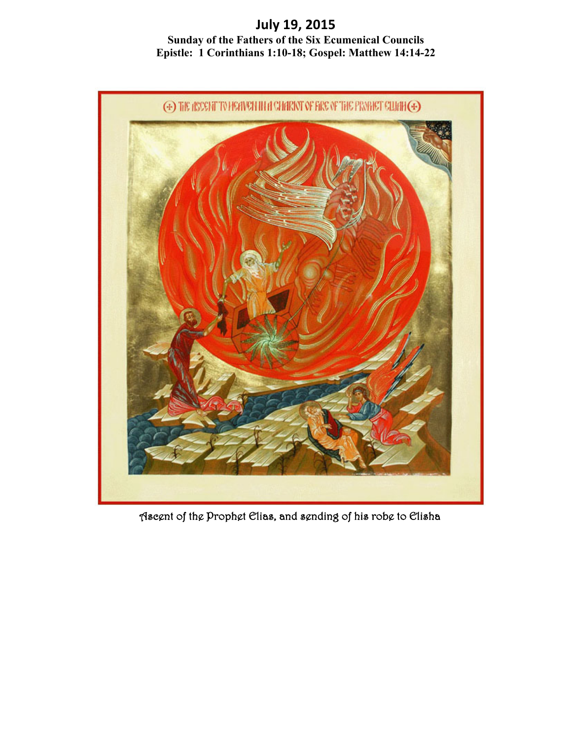# July 19, 2015

**Sunday of the Fathers of the Six Ecumenical Councils**
**Epistle: 1 Corinthians 1:10-18; Gospel: Matthew 14:14-22**

Ascent of the Prophet Elias, and sending of his robe to Elisha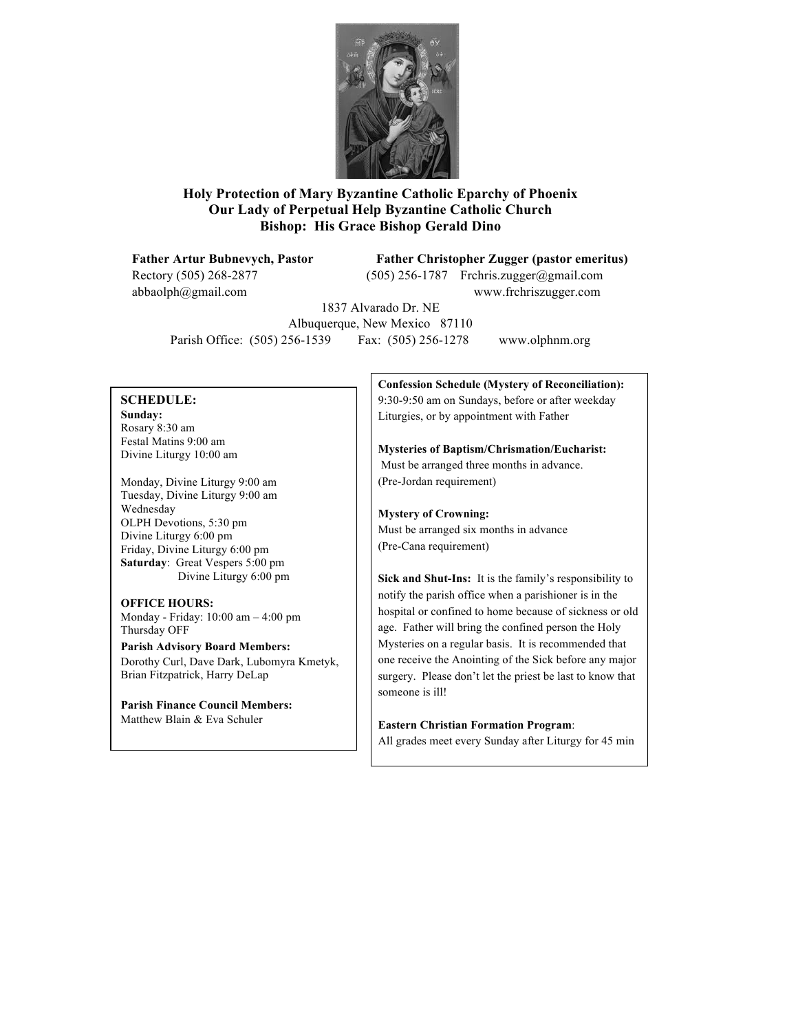**Holy Protection of Mary Byzantine Catholic Eparchy of Phoenix**
**Our Lady of Perpetual Help Byzantine Catholic Church**
**Bishop: His Grace Bishop Gerald Dino**

**Father Artur Bubnevych, Pastor**
Rectory (505) 268-2877
abbaolph@gmail.com

**Father Christopher Zugger (pastor emeritus)**
(505) 256-1787 Frchris.zugger@gmail.com
www.frchriszugger.com

1837 Alvarado Dr. NE
Albuquerque, New Mexico 87110
Parish Office: (505) 256-1539 Fax: (505) 256-1278 www.olphnm.org

**SCHEDULE:**

**Sunday:**
Rosary 8:30 am
Festal Matins 9:00 am
Divine Liturgy 10:00 am

Monday, Divine Liturgy 9:00 am
Tuesday, Divine Liturgy 9:00 am
Wednesday
OLPH Devotions, 5:30 pm
Divine Liturgy 6:00 pm
Friday, Divine Liturgy 6:00 pm
**Saturday**: Great Vespers 5:00 pm
Divine Liturgy 6:00 pm

**OFFICE HOURS:**
Monday - Friday: 10:00 am – 4:00 pm
Thursday OFF

**Parish Advisory Board Members:**
Dorothy Curl, Dave Dark, Lubomyra Kmetyk, Brian Fitzpatrick, Harry DeLap

**Parish Finance Council Members:**
Matthew Blain & Eva Schuler

**Confession Schedule (Mystery of Reconciliation):**
9:30-9:50 am on Sundays, before or after weekday Liturgies, or by appointment with Father

**Mysteries of Baptism/Chrismation/Eucharist:**
Must be arranged three months in advance.
(Pre-Jordan requirement)

**Mystery of Crowning:**
Must be arranged six months in advance
(Pre-Cana requirement)

**Sick and Shut-Ins:** It is the family's responsibility to notify the parish office when a parishioner is in the hospital or confined to home because of sickness or old age. Father will bring the confined person the Holy Mysteries on a regular basis. It is recommended that one receive the Anointing of the Sick before any major surgery. Please don't let the priest be last to know that someone is ill!

**Eastern Christian Formation Program**:
All grades meet every Sunday after Liturgy for 45 min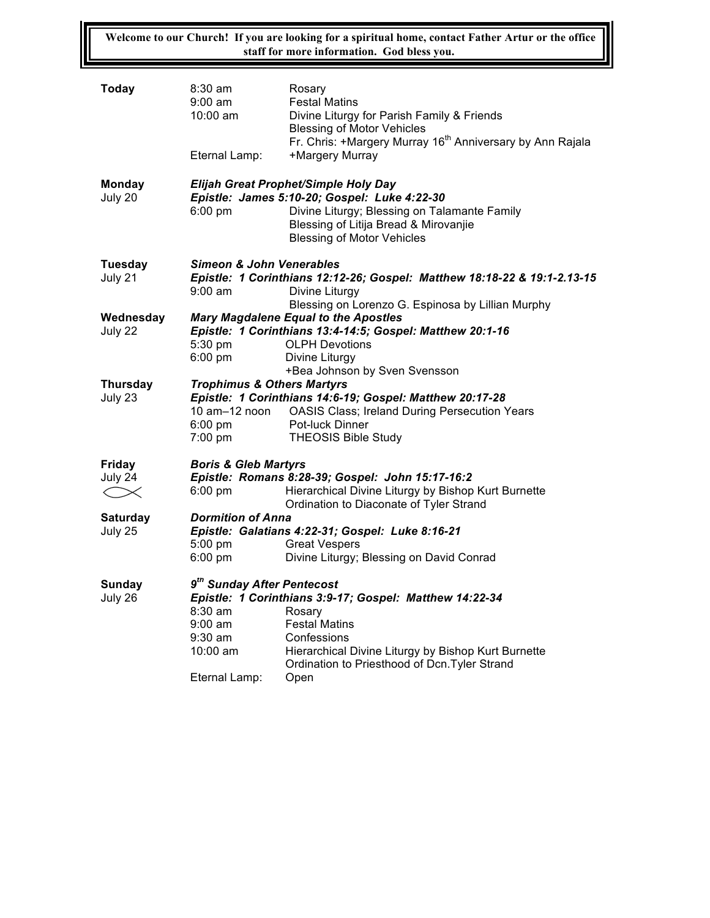**Welcome to our Church! If you are looking for a spiritual home, contact Father Artur or the office staff for more information. God bless you.**

| | | |
|---|---|---|
| **Today** | 8:30 am | Rosary |
| | 9:00 am | Festal Matins |
| | 10:00 am | Divine Liturgy for Parish Family & Friends |
| | | Blessing of Motor Vehicles |
| | | Fr. Chris: +Margery Murray 16th Anniversary by Ann Rajala |
| | Eternal Lamp: | +Margery Murray |
| **Monday** | ***Elijah Great Prophet/Simple Holy Day*** | |
| July 20 | ***Epistle: James 5:10-20; Gospel: Luke 4:22-30*** | |
| | 6:00 pm | Divine Liturgy; Blessing on Talamante Family |
| | | Blessing of Litija Bread & Mirovanjie |
| | | Blessing of Motor Vehicles |
| **Tuesday** | ***Simeon & John Venerables*** | |
| July 21 | ***Epistle: 1 Corinthians 12:12-26; Gospel: Matthew 18:18-22 & 19:1-2.13-15*** | |
| | 9:00 am | Divine Liturgy |
| | | Blessing on Lorenzo G. Espinosa by Lillian Murphy |
| **Wednesday** | ***Mary Magdalene Equal to the Apostles*** | |
| July 22 | ***Epistle: 1 Corinthians 13:4-14:5; Gospel: Matthew 20:1-16*** | |
| | 5:30 pm | OLPH Devotions |
| | 6:00 pm | Divine Liturgy |
| | | +Bea Johnson by Sven Svensson |
| **Thursday** | ***Trophimus & Others Martyrs*** | |
| July 23 | ***Epistle: 1 Corinthians 14:6-19; Gospel: Matthew 20:17-28*** | |
| | 10 am–12 noon | OASIS Class; Ireland During Persecution Years |
| | 6:00 pm | Pot-luck Dinner |
| | 7:00 pm | THEOSIS Bible Study |
| **Friday** | ***Boris & Gleb Martyrs*** | |
| July 24 | ***Epistle: Romans 8:28-39; Gospel: John 15:17-16:2*** | |
| | 6:00 pm | Hierarchical Divine Liturgy by Bishop Kurt Burnette |
| | | Ordination to Diaconate of Tyler Strand |
| **Saturday** | ***Dormition of Anna*** | |
| July 25 | ***Epistle: Galatians 4:22-31; Gospel: Luke 8:16-21*** | |
| | 5:00 pm | Great Vespers |
| | 6:00 pm | Divine Liturgy; Blessing on David Conrad |
| **Sunday** | ***9th Sunday After Pentecost*** | |
| July 26 | ***Epistle: 1 Corinthians 3:9-17; Gospel: Matthew 14:22-34*** | |
| | 8:30 am | Rosary |
| | 9:00 am | Festal Matins |
| | 9:30 am | Confessions |
| | 10:00 am | Hierarchical Divine Liturgy by Bishop Kurt Burnette |
| | | Ordination to Priesthood of Dcn.Tyler Strand |
| | Eternal Lamp: | Open |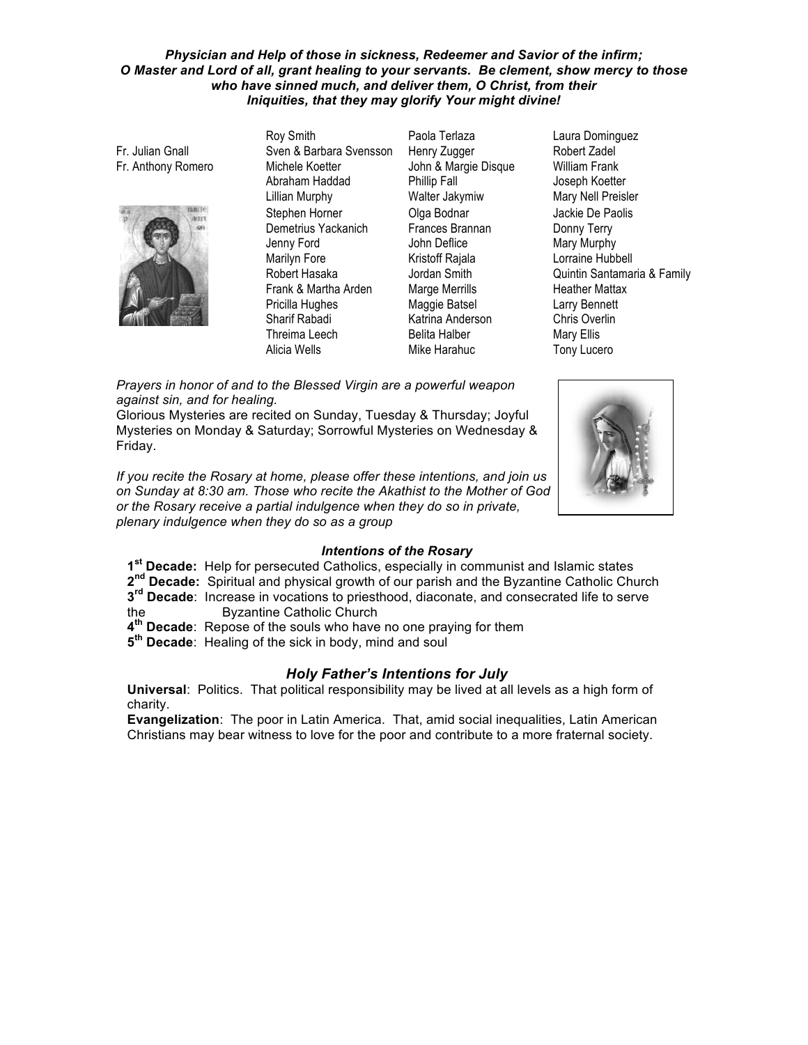***Physician and Help of those in sickness, Redeemer and Savior of the infirm; O Master and Lord of all, grant healing to your servants. Be clement, show mercy to those who have sinned much, and deliver them, O Christ, from their Iniquities, that they may glorify Your might divine!***

Fr. Julian Gnall
Fr. Anthony Romero

Roy Smith
Sven & Barbara Svensson
Michele Koetter
Abraham Haddad
Lillian Murphy
Stephen Horner
Demetrius Yackanich
Jenny Ford
Marilyn Fore
Robert Hasaka
Frank & Martha Arden
Pricilla Hughes
Sharif Rabadi
Threima Leech
Alicia Wells

Paola Terlaza
Henry Zugger
John & Margie Disque
Phillip Fall
Walter Jakymiw
Olga Bodnar
Frances Brannan
John Deflice
Kristoff Rajala
Jordan Smith
Marge Merrills
Maggie Batsel
Katrina Anderson
Belita Halber
Mike Harahuc

Laura Dominguez
Robert Zadel
William Frank
Joseph Koetter
Mary Nell Preisler
Jackie De Paolis
Donny Terry
Mary Murphy
Lorraine Hubbell
Quintin Santamaria & Family
Heather Mattax
Larry Bennett
Chris Overlin
Mary Ellis
Tony Lucero

*Prayers in honor of and to the Blessed Virgin are a powerful weapon against sin, and for healing.*
Glorious Mysteries are recited on Sunday, Tuesday & Thursday; Joyful Mysteries on Monday & Saturday; Sorrowful Mysteries on Wednesday & Friday.

*If you recite the Rosary at home, please offer these intentions, and join us on Sunday at 8:30 am. Those who recite the Akathist to the Mother of God or the Rosary receive a partial indulgence when they do so in private, plenary indulgence when they do so as a group*

### ***Intentions of the Rosary***

**1st Decade:** Help for persecuted Catholics, especially in communist and Islamic states
**2nd Decade:** Spiritual and physical growth of our parish and the Byzantine Catholic Church
**3rd Decade**: Increase in vocations to priesthood, diaconate, and consecrated life to serve the Byzantine Catholic Church
**4th Decade**: Repose of the souls who have no one praying for them
**5th Decade**: Healing of the sick in body, mind and soul

## ***Holy Father's Intentions for July***

**Universal**: Politics. That political responsibility may be lived at all levels as a high form of charity.
**Evangelization**: The poor in Latin America. That, amid social inequalities, Latin American Christians may bear witness to love for the poor and contribute to a more fraternal society.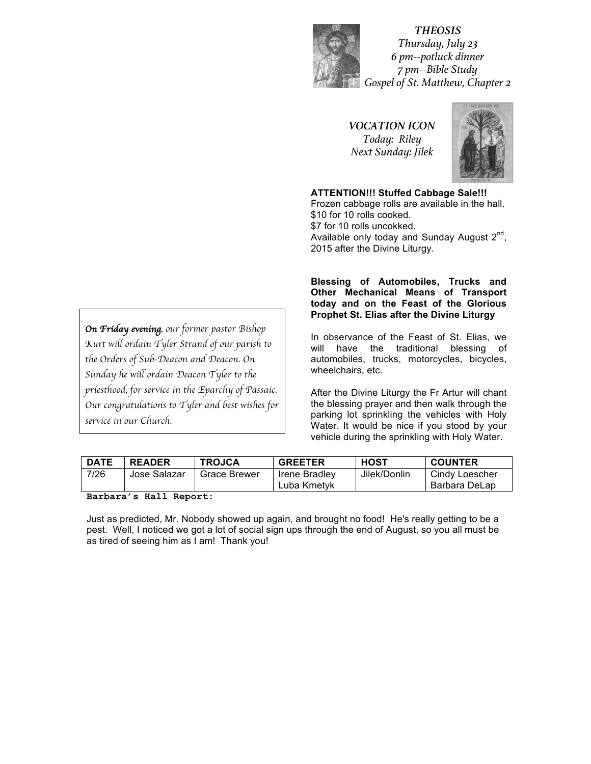*THEOSIS*
*Thursday, July 23*
*6 pm--potluck dinner*
*7 pm--Bible Study*
*Gospel of St. Matthew, Chapter 2*

*VOCATION ICON*
*Today: Riley*
*Next Sunday: Jilek*

**ATTENTION!!! Stuffed Cabbage Sale!!!**
Frozen cabbage rolls are available in the hall.
$10 for 10 rolls cooked.
$7 for 10 rolls uncokked.
Available only today and Sunday August 2nd, 2015 after the Divine Liturgy.

**Blessing of Automobiles, Trucks and Other Mechanical Means of Transport today and on the Feast of the Glorious Prophet St. Elias after the Divine Liturgy**

In observance of the Feast of St. Elias, we will have the traditional blessing of automobiles, trucks, motorcycles, bicycles, wheelchairs, etc.

After the Divine Liturgy the Fr Artur will chant the blessing prayer and then walk through the parking lot sprinkling the vehicles with Holy Water. It would be nice if you stood by your vehicle during the sprinkling with Holy Water.

***On Friday evening***, *our former pastor Bishop Kurt will ordain Tyler Strand of our parish to the Orders of Sub-Deacon and Deacon. On Sunday he will ordain Deacon Tyler to the priesthood, for service in the Eparchy of Passaic. Our congratulations to Tyler and best wishes for service in our Church.*

| DATE | READER | TROJCA | GREETER | HOST | COUNTER |
|---|---|---|---|---|---|
| 7/26 | Jose Salazar | Grace Brewer | Irene Bradley<br>Luba Kmetyk | Jilek/Donlin | Cindy Loescher<br>Barbara DeLap |

**Barbara's Hall Report:**

Just as predicted, Mr. Nobody showed up again, and brought no food! He's really getting to be a pest. Well, I noticed we got a lot of social sign ups through the end of August, so you all must be as tired of seeing him as I am! Thank you!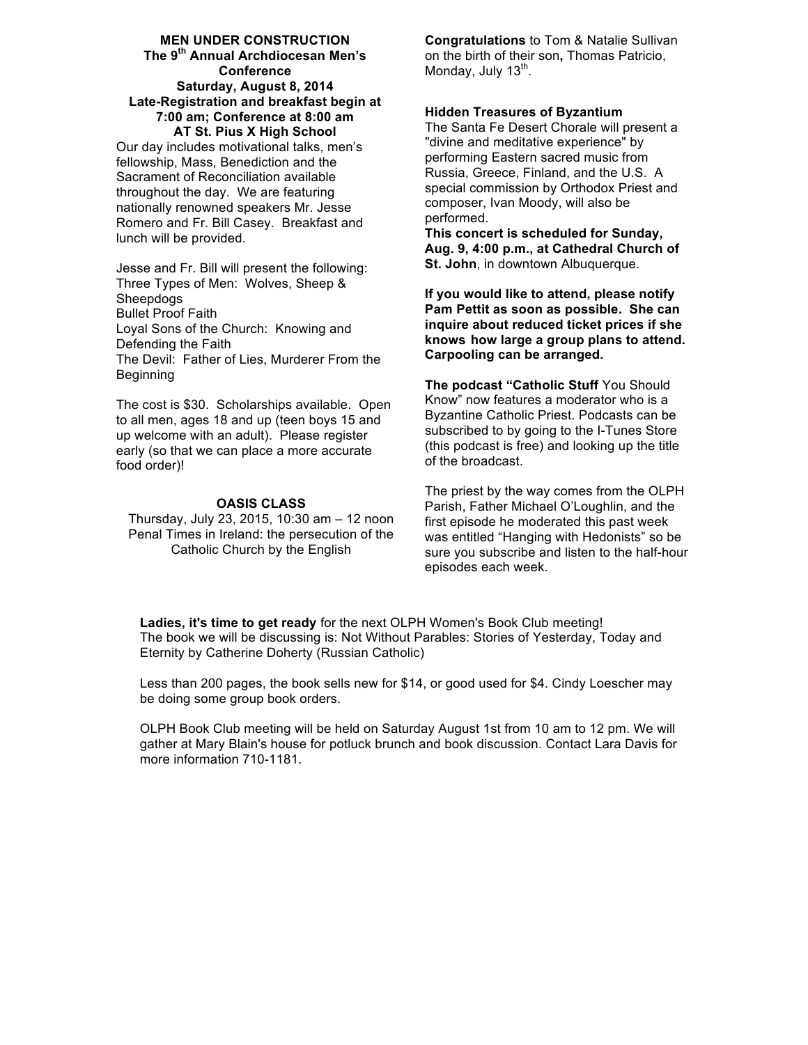## MEN UNDER CONSTRUCTION

**The 9th Annual Archdiocesan Men's Conference**
**Saturday, August 8, 2014**
**Late-Registration and breakfast begin at 7:00 am; Conference at 8:00 am**
**AT St. Pius X High School**

Our day includes motivational talks, men's fellowship, Mass, Benediction and the Sacrament of Reconciliation available throughout the day. We are featuring nationally renowned speakers Mr. Jesse Romero and Fr. Bill Casey. Breakfast and lunch will be provided.

Jesse and Fr. Bill will present the following:
Three Types of Men: Wolves, Sheep & Sheepdogs
Bullet Proof Faith
Loyal Sons of the Church: Knowing and Defending the Faith
The Devil: Father of Lies, Murderer From the Beginning

The cost is $30. Scholarships available. Open to all men, ages 18 and up (teen boys 15 and up welcome with an adult). Please register early (so that we can place a more accurate food order)!

### OASIS CLASS

Thursday, July 23, 2015, 10:30 am – 12 noon
Penal Times in Ireland: the persecution of the Catholic Church by the English

**Congratulations** to Tom & Natalie Sullivan on the birth of their son**,** Thomas Patricio, Monday, July 13th.

### Hidden Treasures of Byzantium

The Santa Fe Desert Chorale will present a "divine and meditative experience" by performing Eastern sacred music from Russia, Greece, Finland, and the U.S. A special commission by Orthodox Priest and composer, Ivan Moody, will also be performed.

**This concert is scheduled for Sunday, Aug. 9, 4:00 p.m., at Cathedral Church of St. John**, in downtown Albuquerque.

**If you would like to attend, please notify Pam Pettit as soon as possible. She can inquire about reduced ticket prices if she knows how large a group plans to attend. Carpooling can be arranged.**

**The podcast "Catholic Stuff** You Should Know" now features a moderator who is a Byzantine Catholic Priest. Podcasts can be subscribed to by going to the I-Tunes Store (this podcast is free) and looking up the title of the broadcast.

The priest by the way comes from the OLPH Parish, Father Michael O'Loughlin, and the first episode he moderated this past week was entitled "Hanging with Hedonists" so be sure you subscribe and listen to the half-hour episodes each week.

**Ladies, it's time to get ready** for the next OLPH Women's Book Club meeting!
The book we will be discussing is: Not Without Parables: Stories of Yesterday, Today and Eternity by Catherine Doherty (Russian Catholic)

Less than 200 pages, the book sells new for $14, or good used for $4. Cindy Loescher may be doing some group book orders.

OLPH Book Club meeting will be held on Saturday August 1st from 10 am to 12 pm. We will gather at Mary Blain's house for potluck brunch and book discussion. Contact Lara Davis for more information 710-1181.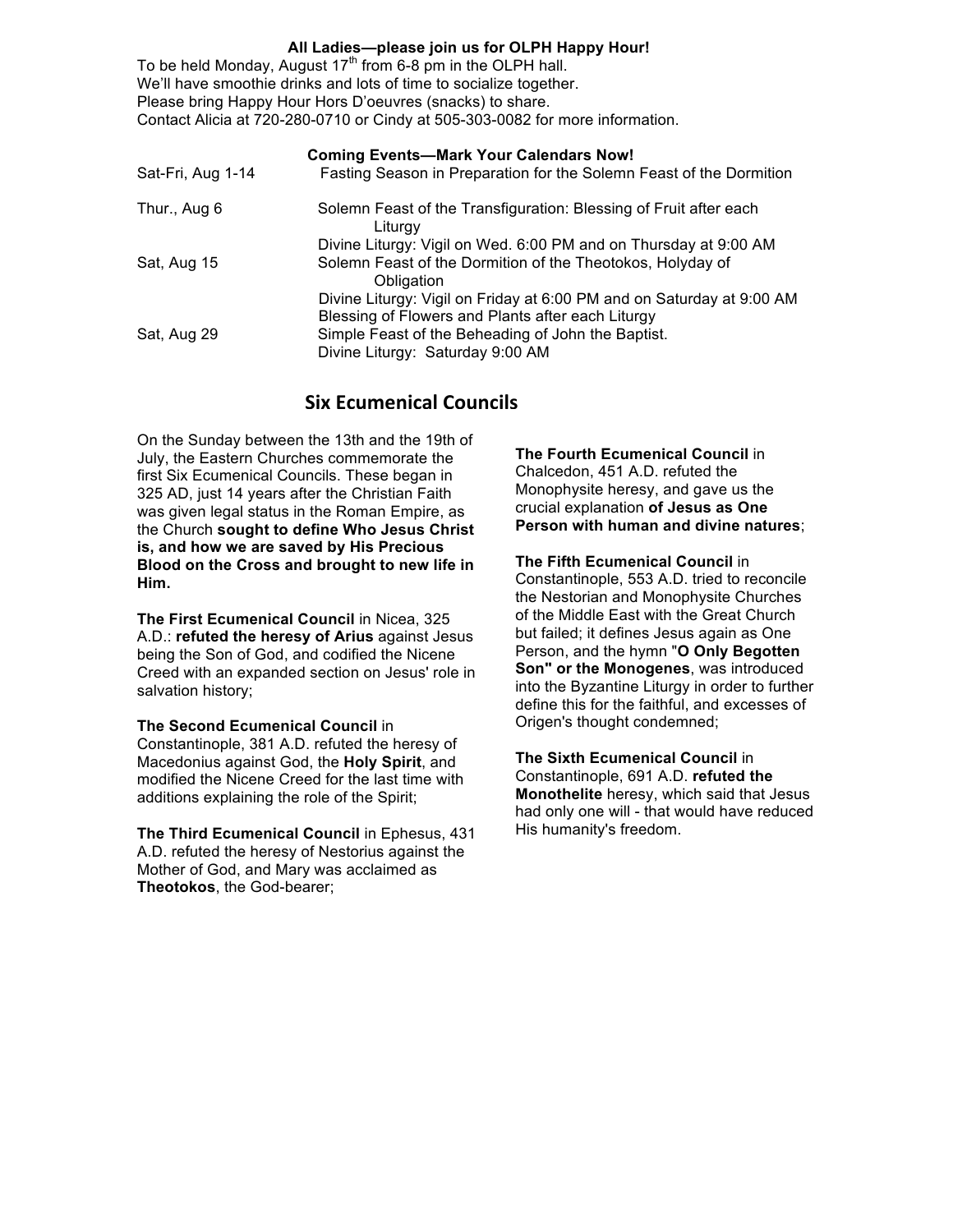**All Ladies—please join us for OLPH Happy Hour!**

To be held Monday, August 17th from 6-8 pm in the OLPH hall.
We'll have smoothie drinks and lots of time to socialize together.
Please bring Happy Hour Hors D'oeuvres (snacks) to share.
Contact Alicia at 720-280-0710 or Cindy at 505-303-0082 for more information.

**Coming Events—Mark Your Calendars Now!**

| | |
|---|---|
| Sat-Fri, Aug 1-14 | Fasting Season in Preparation for the Solemn Feast of the Dormition |
| Thur., Aug 6 | Solemn Feast of the Transfiguration: Blessing of Fruit after each Liturgy<br>Divine Liturgy: Vigil on Wed. 6:00 PM and on Thursday at 9:00 AM |
| Sat, Aug 15 | Solemn Feast of the Dormition of the Theotokos, Holyday of Obligation<br>Divine Liturgy: Vigil on Friday at 6:00 PM and on Saturday at 9:00 AM<br>Blessing of Flowers and Plants after each Liturgy |
| Sat, Aug 29 | Simple Feast of the Beheading of John the Baptist.<br>Divine Liturgy: Saturday 9:00 AM |

## Six Ecumenical Councils

On the Sunday between the 13th and the 19th of July, the Eastern Churches commemorate the first Six Ecumenical Councils. These began in 325 AD, just 14 years after the Christian Faith was given legal status in the Roman Empire, as the Church **sought to define Who Jesus Christ is, and how we are saved by His Precious Blood on the Cross and brought to new life in Him.**

**The First Ecumenical Council** in Nicea, 325 A.D.: **refuted the heresy of Arius** against Jesus being the Son of God, and codified the Nicene Creed with an expanded section on Jesus' role in salvation history;

**The Second Ecumenical Council** in Constantinople, 381 A.D. refuted the heresy of Macedonius against God, the **Holy Spirit**, and modified the Nicene Creed for the last time with additions explaining the role of the Spirit;

**The Third Ecumenical Council** in Ephesus, 431 A.D. refuted the heresy of Nestorius against the Mother of God, and Mary was acclaimed as **Theotokos**, the God-bearer;

**The Fourth Ecumenical Council** in Chalcedon, 451 A.D. refuted the Monophysite heresy, and gave us the crucial explanation **of Jesus as One Person with human and divine natures**;

**The Fifth Ecumenical Council** in Constantinople, 553 A.D. tried to reconcile the Nestorian and Monophysite Churches of the Middle East with the Great Church but failed; it defines Jesus again as One Person, and the hymn "**O Only Begotten Son" or the Monogenes**, was introduced into the Byzantine Liturgy in order to further define this for the faithful, and excesses of Origen's thought condemned;

**The Sixth Ecumenical Council** in Constantinople, 691 A.D. **refuted the Monothelite** heresy, which said that Jesus had only one will - that would have reduced His humanity's freedom.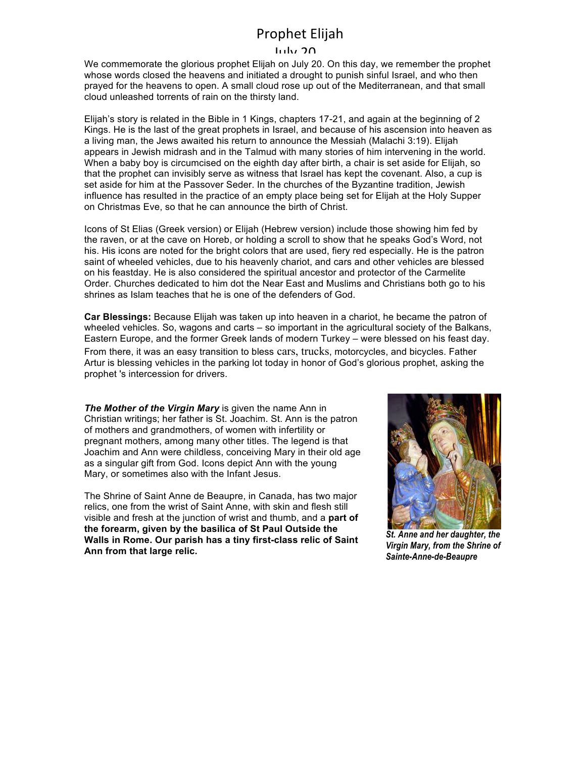# Prophet Elijah

## July 20

We commemorate the glorious prophet Elijah on July 20. On this day, we remember the prophet whose words closed the heavens and initiated a drought to punish sinful Israel, and who then prayed for the heavens to open. A small cloud rose up out of the Mediterranean, and that small cloud unleashed torrents of rain on the thirsty land.

Elijah's story is related in the Bible in 1 Kings, chapters 17-21, and again at the beginning of 2 Kings. He is the last of the great prophets in Israel, and because of his ascension into heaven as a living man, the Jews awaited his return to announce the Messiah (Malachi 3:19). Elijah appears in Jewish midrash and in the Talmud with many stories of him intervening in the world. When a baby boy is circumcised on the eighth day after birth, a chair is set aside for Elijah, so that the prophet can invisibly serve as witness that Israel has kept the covenant. Also, a cup is set aside for him at the Passover Seder. In the churches of the Byzantine tradition, Jewish influence has resulted in the practice of an empty place being set for Elijah at the Holy Supper on Christmas Eve, so that he can announce the birth of Christ.

Icons of St Elias (Greek version) or Elijah (Hebrew version) include those showing him fed by the raven, or at the cave on Horeb, or holding a scroll to show that he speaks God's Word, not his. His icons are noted for the bright colors that are used, fiery red especially. He is the patron saint of wheeled vehicles, due to his heavenly chariot, and cars and other vehicles are blessed on his feastday. He is also considered the spiritual ancestor and protector of the Carmelite Order. Churches dedicated to him dot the Near East and Muslims and Christians both go to his shrines as Islam teaches that he is one of the defenders of God.

**Car Blessings:** Because Elijah was taken up into heaven in a chariot, he became the patron of wheeled vehicles. So, wagons and carts – so important in the agricultural society of the Balkans, Eastern Europe, and the former Greek lands of modern Turkey – were blessed on his feast day. From there, it was an easy transition to bless cars, trucks, motorcycles, and bicycles. Father Artur is blessing vehicles in the parking lot today in honor of God's glorious prophet, asking the prophet 's intercession for drivers.

***The Mother of the Virgin Mary*** is given the name Ann in Christian writings; her father is St. Joachim. St. Ann is the patron of mothers and grandmothers, of women with infertility or pregnant mothers, among many other titles. The legend is that Joachim and Ann were childless, conceiving Mary in their old age as a singular gift from God. Icons depict Ann with the young Mary, or sometimes also with the Infant Jesus.

The Shrine of Saint Anne de Beaupre, in Canada, has two major relics, one from the wrist of Saint Anne, with skin and flesh still visible and fresh at the junction of wrist and thumb, and a **part of the forearm, given by the basilica of St Paul Outside the Walls in Rome. Our parish has a tiny first-class relic of Saint Ann from that large relic.**

***St. Anne and her daughter, the Virgin Mary, from the Shrine of Sainte-Anne-de-Beaupre***